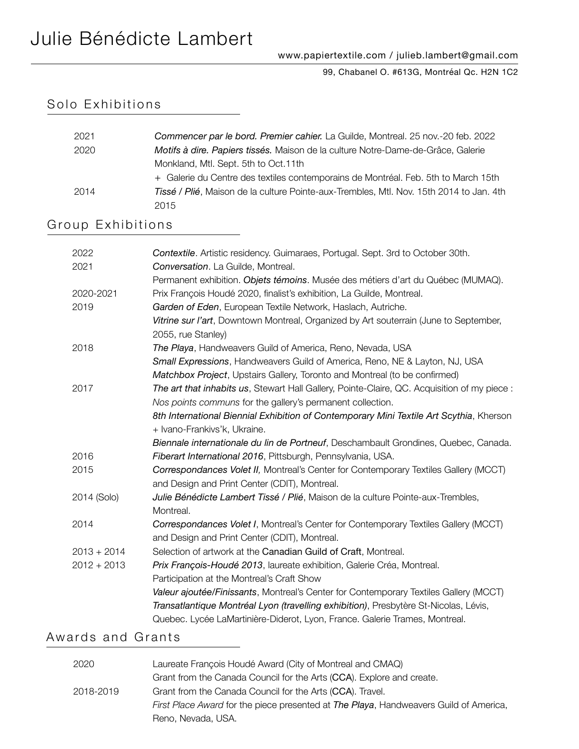# Julie Bénédicte Lambert

www.papiertextile.com / julieb.lambert@gmail.com

99, Chabanel O. #613G, Montréal Qc. H2N 1C2

## Solo Exhibitions

| | |
|---|---|
| 2021 | *Commencer par le bord. Premier cahier.* La Guilde, Montreal. 25 nov.-20 feb. 2022 |
| 2020 | *Motifs à dire. Papiers tissés.* Maison de la culture Notre-Dame-de-Grâce, Galerie Monkland, Mtl. Sept. 5th to Oct.11th |
| | + Galerie du Centre des textiles contemporains de Montréal. Feb. 5th to March 15th |
| 2014 | *Tissé / Plié*, Maison de la culture Pointe-aux-Trembles, Mtl. Nov. 15th 2014 to Jan. 4th 2015 |

## Group Exhibitions

| | |
|---|---|
| 2022 | *Contextile*. Artistic residency. Guimaraes, Portugal. Sept. 3rd to October 30th. |
| 2021 | *Conversation*. La Guilde, Montreal. |
| | Permanent exhibition. *Objets témoins*. Musée des métiers d'art du Québec (MUMAQ). |
| 2020-2021 | Prix François Houdé 2020, finalist's exhibition, La Guilde, Montreal. |
| 2019 | *Garden of Eden*, European Textile Network, Haslach, Autriche. |
| | *Vitrine sur l'art*, Downtown Montreal, Organized by Art souterrain (June to September, 2055, rue Stanley) |
| 2018 | *The Playa*, Handweavers Guild of America, Reno, Nevada, USA |
| | *Small Expressions*, Handweavers Guild of America, Reno, NE & Layton, NJ, USA |
| | *Matchbox Project*, Upstairs Gallery, Toronto and Montreal (to be confirmed) |
| 2017 | *The art that inhabits us*, Stewart Hall Gallery, Pointe-Claire, QC. Acquisition of my piece : *Nos points communs* for the gallery's permanent collection. |
| | *8th International Biennial Exhibition of Contemporary Mini Textile Art Scythia*, Kherson + Ivano-Frankivs'k, Ukraine. |
| | *Biennale internationale du lin de Portneuf*, Deschambault Grondines, Quebec, Canada. |
| 2016 | *Fiberart International 2016*, Pittsburgh, Pennsylvania, USA. |
| 2015 | *Correspondances Volet II,* Montreal's Center for Contemporary Textiles Gallery (MCCT) and Design and Print Center (CDIT), Montreal. |
| 2014 (Solo) | *Julie Bénédicte Lambert Tissé / Plié*, Maison de la culture Pointe-aux-Trembles, Montreal. |
| 2014 | *Correspondances Volet I*, Montreal's Center for Contemporary Textiles Gallery (MCCT) and Design and Print Center (CDIT), Montreal. |
| 2013 + 2014 | Selection of artwork at the Canadian Guild of Craft, Montreal. |
| 2012 + 2013 | *Prix François-Houdé 2013*, laureate exhibition, Galerie Créa, Montreal. |
| | Participation at the Montreal's Craft Show |
| | *Valeur ajoutée/Finissants*, Montreal's Center for Contemporary Textiles Gallery (MCCT) |
| | *Transatlantique Montréal Lyon (travelling exhibition)*, Presbytère St-Nicolas, Lévis, Quebec. Lycée LaMartinière-Diderot, Lyon, France. Galerie Trames, Montreal. |

## Awards and Grants

| | |
|---|---|
| 2020 | Laureate François Houdé Award (City of Montreal and CMAQ) |
| | Grant from the Canada Council for the Arts (CCA). Explore and create. |
| 2018-2019 | Grant from the Canada Council for the Arts (CCA). Travel. |
| | *First Place Award* for the piece presented at *The Playa*, Handweavers Guild of America, Reno, Nevada, USA. |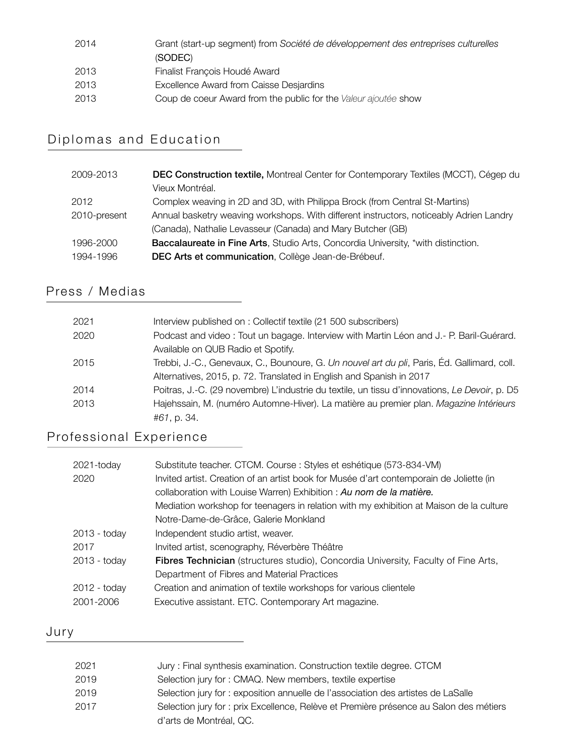| | |
|---|---|
| 2014 | Grant (start-up segment) from *Société de développement des entreprises culturelles* (SODEC) |
| 2013 | Finalist François Houdé Award |
| 2013 | Excellence Award from Caisse Desjardins |
| 2013 | Coup de coeur Award from the public for the *Valeur ajoutée* show |

## Diplomas and Education

| | |
|---|---|
| 2009-2013 | **DEC Construction textile,** Montreal Center for Contemporary Textiles (MCCT), Cégep du Vieux Montréal. |
| 2012 | Complex weaving in 2D and 3D, with Philippa Brock (from Central St-Martins) |
| 2010-present | Annual basketry weaving workshops. With different instructors, noticeably Adrien Landry (Canada), Nathalie Levasseur (Canada) and Mary Butcher (GB) |
| 1996-2000 | **Baccalaureate in Fine Arts**, Studio Arts, Concordia University, *with distinction. |
| 1994-1996 | **DEC Arts et communication**, Collège Jean-de-Brébeuf. |

## Press / Medias

| | |
|---|---|
| 2021 | Interview published on : Collectif textile (21 500 subscribers) |
| 2020 | Podcast and video : Tout un bagage. Interview with Martin Léon and J.- P. Baril-Guérard. Available on QUB Radio et Spotify. |
| 2015 | Trebbi, J.-C., Genevaux, C., Bounoure, G. *Un nouvel art du pli*, Paris, Éd. Gallimard, coll. Alternatives, 2015, p. 72. Translated in English and Spanish in 2017 |
| 2014 | Poitras, J.-C. (29 novembre) L'industrie du textile, un tissu d'innovations, *Le Devoir*, p. D5 |
| 2013 | Hajehssain, M. (numéro Automne-Hiver). La matière au premier plan. *Magazine Intérieurs #61*, p. 34. |

## Professional Experience

| | |
|---|---|
| 2021-today | Substitute teacher. CTCM. Course : Styles et eshétique (573-834-VM) |
| 2020 | Invited artist. Creation of an artist book for Musée d'art contemporain de Joliette (in collaboration with Louise Warren) Exhibition : ***Au nom de la matière.*** <br> Mediation workshop for teenagers in relation with my exhibition at Maison de la culture Notre-Dame-de-Grâce, Galerie Monkland |
| 2013 - today | Independent studio artist, weaver. |
| 2017 | Invited artist, scenography, Réverbère Théâtre |
| 2013 - today | **Fibres Technician** (structures studio), Concordia University, Faculty of Fine Arts, Department of Fibres and Material Practices |
| 2012 - today | Creation and animation of textile workshops for various clientele |
| 2001-2006 | Executive assistant. ETC. Contemporary Art magazine. |

## Jury

| | |
|---|---|
| 2021 | Jury : Final synthesis examination. Construction textile degree. CTCM |
| 2019 | Selection jury for : CMAQ. New members, textile expertise |
| 2019 | Selection jury for : exposition annuelle de l'association des artistes de LaSalle |
| 2017 | Selection jury for : prix Excellence, Relève et Première présence au Salon des métiers d'arts de Montréal, QC. |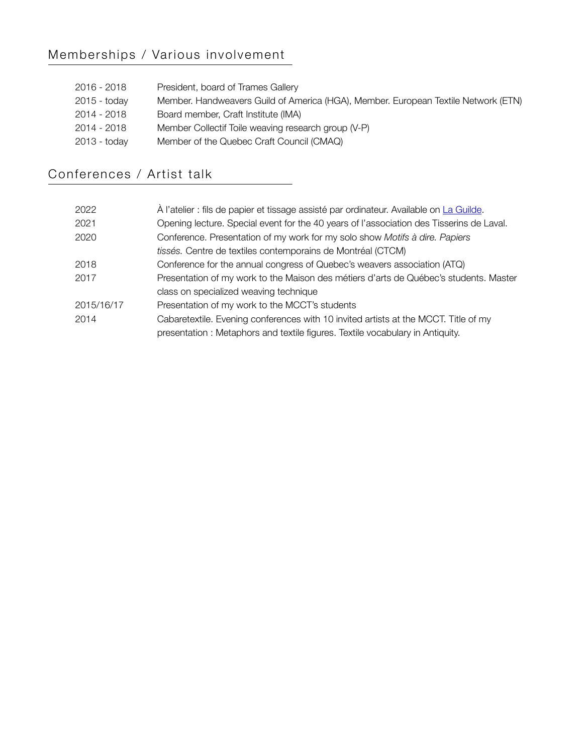## Memberships / Various involvement

| | |
|---|---|
| 2016 - 2018 | President, board of Trames Gallery |
| 2015 - today | Member. Handweavers Guild of America (HGA), Member. European Textile Network (ETN) |
| 2014 - 2018 | Board member, Craft Institute (IMA) |
| 2014 - 2018 | Member Collectif Toile weaving research group (V-P) |
| 2013 - today | Member of the Quebec Craft Council (CMAQ) |

## Conferences / Artist talk

| | |
|---|---|
| 2022 | À l'atelier : fils de papier et tissage assisté par ordinateur. Available on La Guilde. |
| 2021 | Opening lecture. Special event for the 40 years of l'association des Tisserins de Laval. |
| 2020 | Conference. Presentation of my work for my solo show *Motifs à dire. Papiers tissés.* Centre de textiles contemporains de Montréal (CTCM) |
| 2018 | Conference for the annual congress of Quebec's weavers association (ATQ) |
| 2017 | Presentation of my work to the Maison des métiers d'arts de Québec's students. Master class on specialized weaving technique |
| 2015/16/17 | Presentation of my work to the MCCT's students |
| 2014 | Cabaretextile. Evening conferences with 10 invited artists at the MCCT. Title of my presentation : Metaphors and textile figures. Textile vocabulary in Antiquity. |